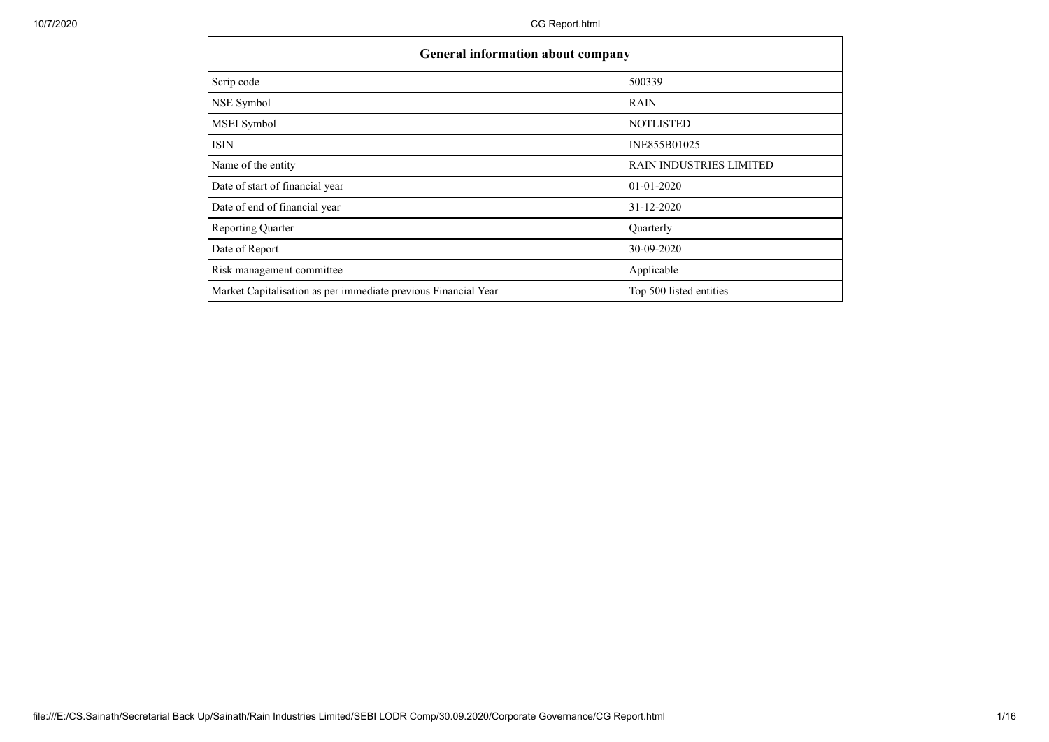| General information about company | |
|---|---|
| Scrip code | 500339 |
| NSE Symbol | RAIN |
| MSEI Symbol | NOTLISTED |
| ISIN | INE855B01025 |
| Name of the entity | RAIN INDUSTRIES LIMITED |
| Date of start of financial year | 01-01-2020 |
| Date of end of financial year | 31-12-2020 |
| Reporting Quarter | Quarterly |
| Date of Report | 30-09-2020 |
| Risk management committee | Applicable |
| Market Capitalisation as per immediate previous Financial Year | Top 500 listed entities |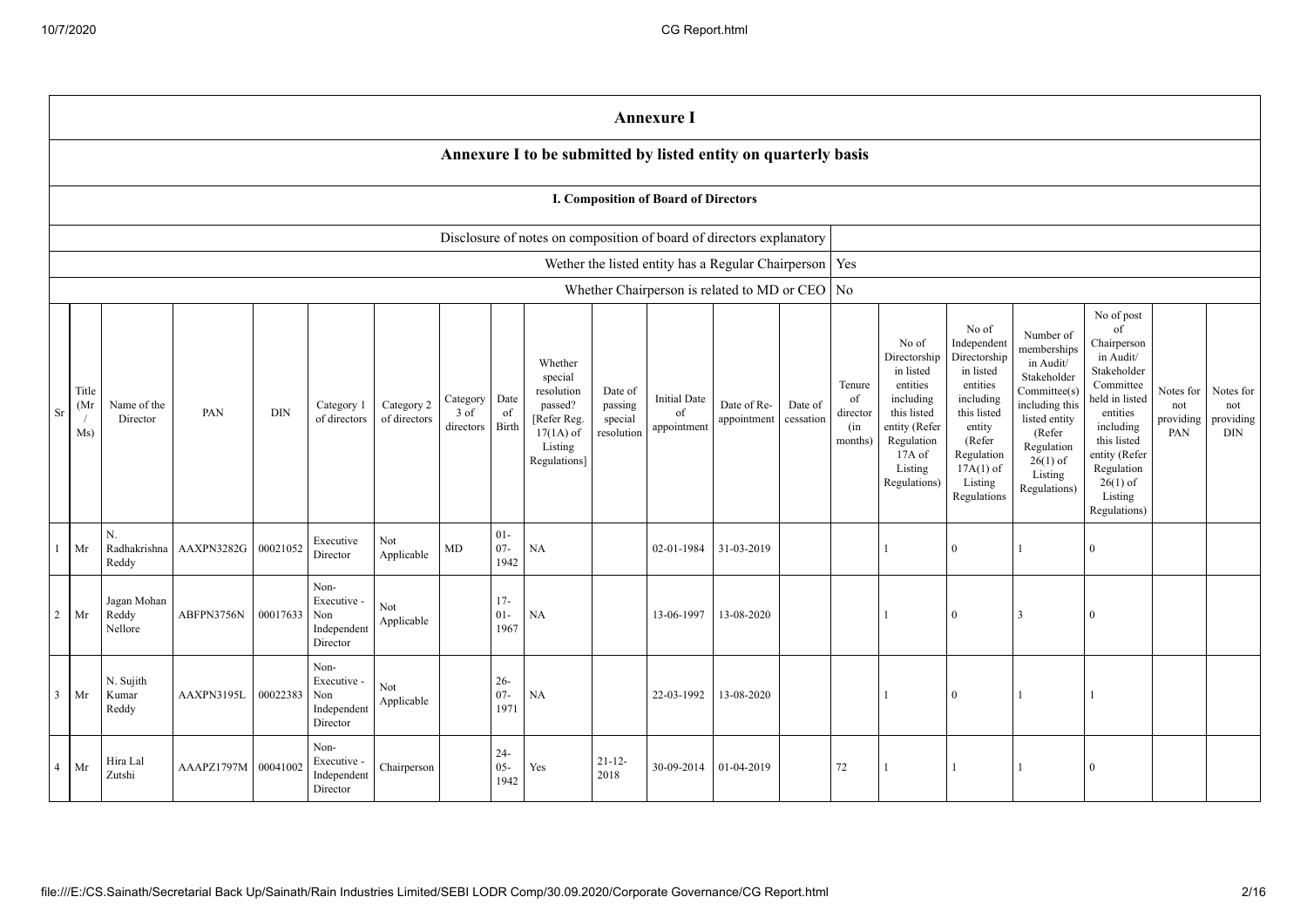# Annexure I

## Annexure I to be submitted by listed entity on quarterly basis

### I. Composition of Board of Directors

| Disclosure of notes on composition of board of directors explanatory | |
|---|---|
| Wether the listed entity has a Regular Chairperson | Yes |
| Whether Chairperson is related to MD or CEO | No |

| Sr | Title (Mr / Ms) | Name of the Director | PAN | DIN | Category 1 of directors | Category 2 of directors | Category 3 of directors | Date of Birth | Whether special resolution passed? [Refer Reg. 17(1A) of Listing Regulations] | Date of passing special resolution | Initial Date of appointment | Date of Re-appointment | Date of cessation | Tenure of director (in months) | No of Directorship in listed entities including this listed entity (Refer Regulation 17A of Listing Regulations) | No of Independent Directorship in listed entities including this listed entity (Refer Regulation 17A(1) of Listing Regulations | Number of memberships in Audit/ Stakeholder Committee(s) including this listed entity (Refer Regulation 26(1) of Listing Regulations) | No of post of Chairperson in Audit/ Stakeholder Committee held in listed entities including this listed entity (Refer Regulation 26(1) of Listing Regulations) | Notes for not providing PAN | Notes for not providing DIN |
|---|---|---|---|---|---|---|---|---|---|---|---|---|---|---|---|---|---|---|---|---|
| 1 | Mr | N. Radhakrishna Reddy | AAXPN3282G | 00021052 | Executive Director | Not Applicable | MD | 01-07-1942 | NA | | 02-01-1984 | 31-03-2019 | | | 1 | 0 | 1 | 0 | | |
| 2 | Mr | Jagan Mohan Reddy Nellore | ABFPN3756N | 00017633 | Non-Executive - Non Independent Director | Not Applicable | | 17-01-1967 | NA | | 13-06-1997 | 13-08-2020 | | | 1 | 0 | 3 | 0 | | |
| 3 | Mr | N. Sujith Kumar Reddy | AAXPN3195L | 00022383 | Non-Executive - Non Independent Director | Not Applicable | | 26-07-1971 | NA | | 22-03-1992 | 13-08-2020 | | | 1 | 0 | 1 | 1 | | |
| 4 | Mr | Hira Lal Zutshi | AAAPZ1797M | 00041002 | Non-Executive - Independent Director | Chairperson | | 24-05-1942 | Yes | 21-12-2018 | 30-09-2014 | 01-04-2019 | | 72 | 1 | 1 | 1 | 0 | | |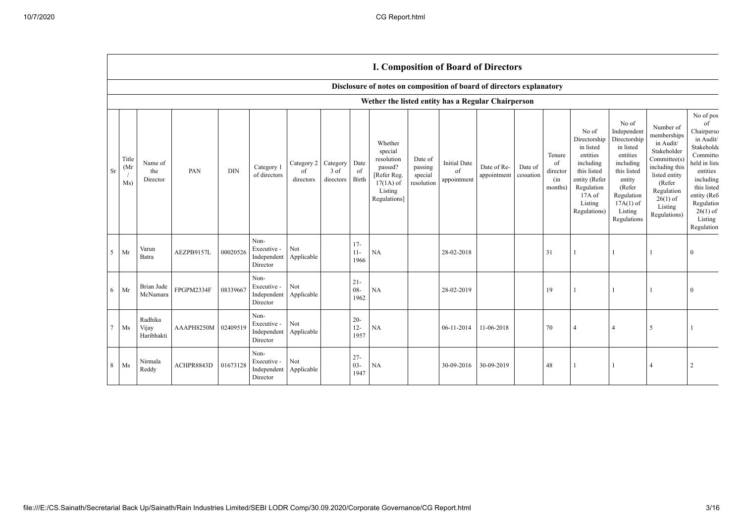## I. Composition of Board of Directors

### Disclosure of notes on composition of board of directors explanatory

### Wether the listed entity has a Regular Chairperson

| Sr | Title (Mr / Ms) | Name of the Director | PAN | DIN | Category 1 of directors | Category 2 of directors | Category 3 of directors | Date of Birth | Whether special resolution passed? [Refer Reg. 17(1A) of Listing Regulations] | Date of passing special resolution | Initial Date of appointment | Date of Re-appointment | Date of cessation | Tenure of director (in months) | No of Directorship in listed entities including this listed entity (Refer Regulation 17A of Listing Regulations) | No of Independent Directorship in listed entities including this listed entity (Refer Regulation 17A(1) of Listing Regulations | Number of memberships in Audit/ Stakeholder Committee(s) including this listed entity (Refer Regulation 26(1) of Listing Regulations) | No of post of Chairperson in Audit/ Stakeholder Committee held in listed entities including this listed entity (Refer Regulation 26(1) of Listing Regulations |
|---|---|---|---|---|---|---|---|---|---|---|---|---|---|---|---|---|---|---|
| 5 | Mr | Varun Batra | AEZPB9157L | 00020526 | Non-Executive - Independent Director | Not Applicable | | 17-11-1966 | NA | | 28-02-2018 | | | 31 | 1 | 1 | 1 | 0 |
| 6 | Mr | Brian Jude McNamara | FPGPM2334F | 08339667 | Non-Executive - Independent Director | Not Applicable | | 21-08-1962 | NA | | 28-02-2019 | | | 19 | 1 | 1 | 1 | 0 |
| 7 | Ms | Radhika Vijay Haribhakti | AAAPH8250M | 02409519 | Non-Executive - Independent Director | Not Applicable | | 20-12-1957 | NA | | 06-11-2014 | 11-06-2018 | | 70 | 4 | 4 | 5 | 1 |
| 8 | Ms | Nirmala Reddy | ACHPR8843D | 01673128 | Non-Executive - Independent Director | Not Applicable | | 27-03-1947 | NA | | 30-09-2016 | 30-09-2019 | | 48 | 1 | 1 | 4 | 2 |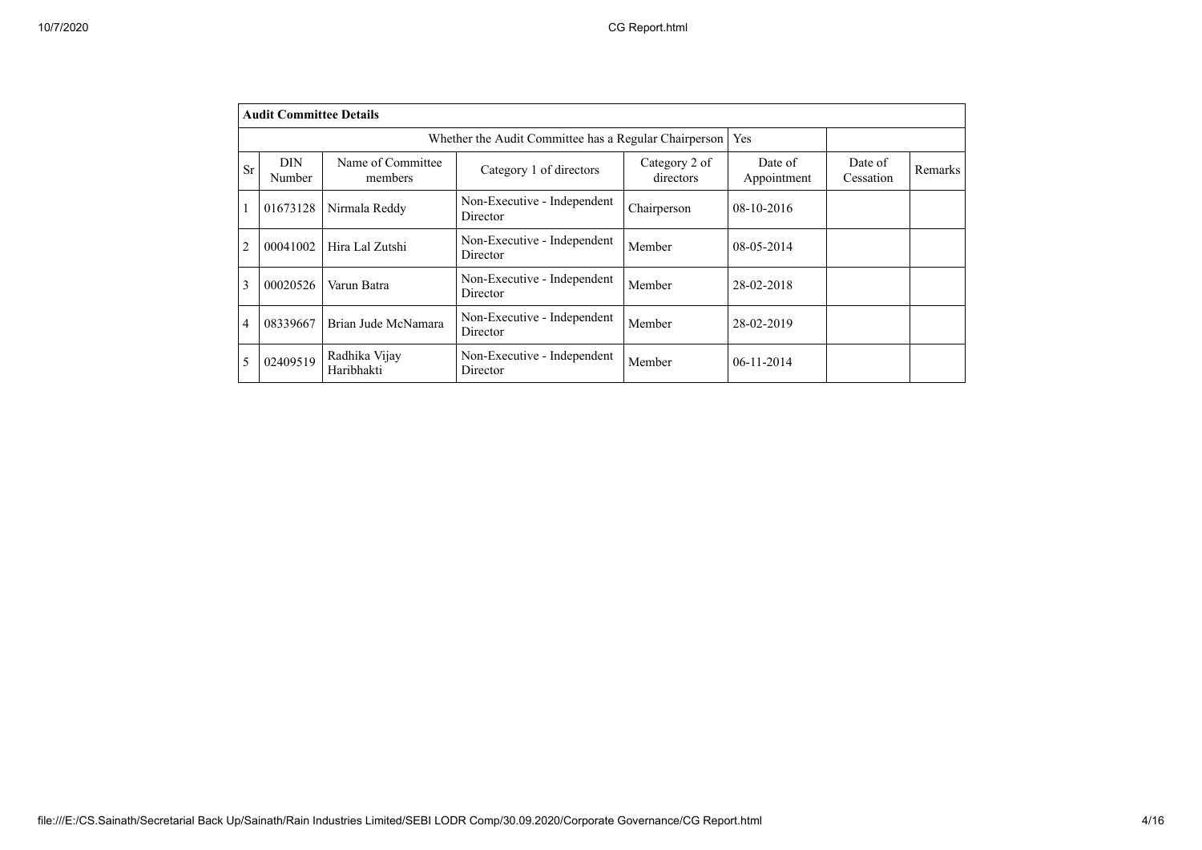| **Audit Committee Details** | | | | | | | |
|---|---|---|---|---|---|---|---|
| Whether the Audit Committee has a Regular Chairperson | | | | | Yes | | |
| Sr | DIN Number | Name of Committee members | Category 1 of directors | Category 2 of directors | Date of Appointment | Date of Cessation | Remarks |
| 1 | 01673128 | Nirmala Reddy | Non-Executive - Independent Director | Chairperson | 08-10-2016 | | |
| 2 | 00041002 | Hira Lal Zutshi | Non-Executive - Independent Director | Member | 08-05-2014 | | |
| 3 | 00020526 | Varun Batra | Non-Executive - Independent Director | Member | 28-02-2018 | | |
| 4 | 08339667 | Brian Jude McNamara | Non-Executive - Independent Director | Member | 28-02-2019 | | |
| 5 | 02409519 | Radhika Vijay Haribhakti | Non-Executive - Independent Director | Member | 06-11-2014 | | |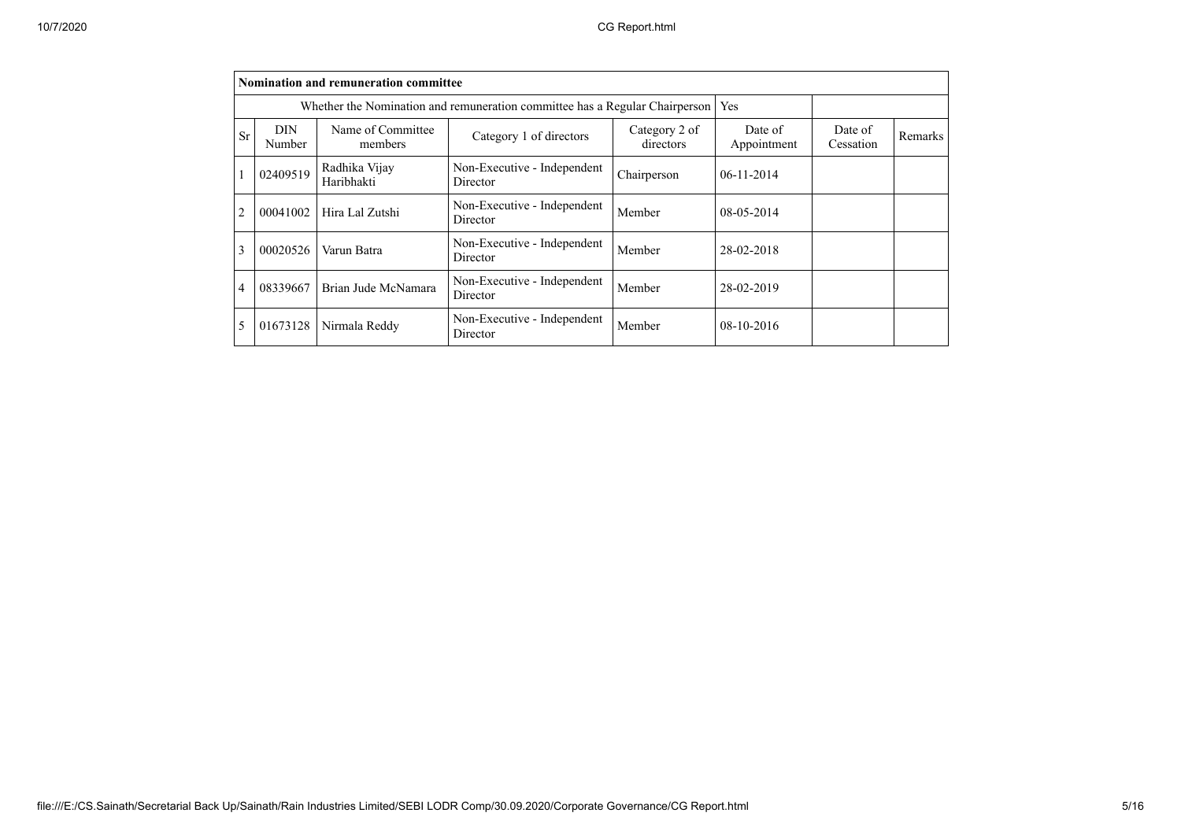| Nomination and remuneration committee | | | | | | | |
|---|---|---|---|---|---|---|---|
| Whether the Nomination and remuneration committee has a Regular Chairperson | | | | | Yes | | |
| Sr | DIN Number | Name of Committee members | Category 1 of directors | Category 2 of directors | Date of Appointment | Date of Cessation | Remarks |
| 1 | 02409519 | Radhika Vijay Haribhakti | Non-Executive - Independent Director | Chairperson | 06-11-2014 | | |
| 2 | 00041002 | Hira Lal Zutshi | Non-Executive - Independent Director | Member | 08-05-2014 | | |
| 3 | 00020526 | Varun Batra | Non-Executive - Independent Director | Member | 28-02-2018 | | |
| 4 | 08339667 | Brian Jude McNamara | Non-Executive - Independent Director | Member | 28-02-2019 | | |
| 5 | 01673128 | Nirmala Reddy | Non-Executive - Independent Director | Member | 08-10-2016 | | |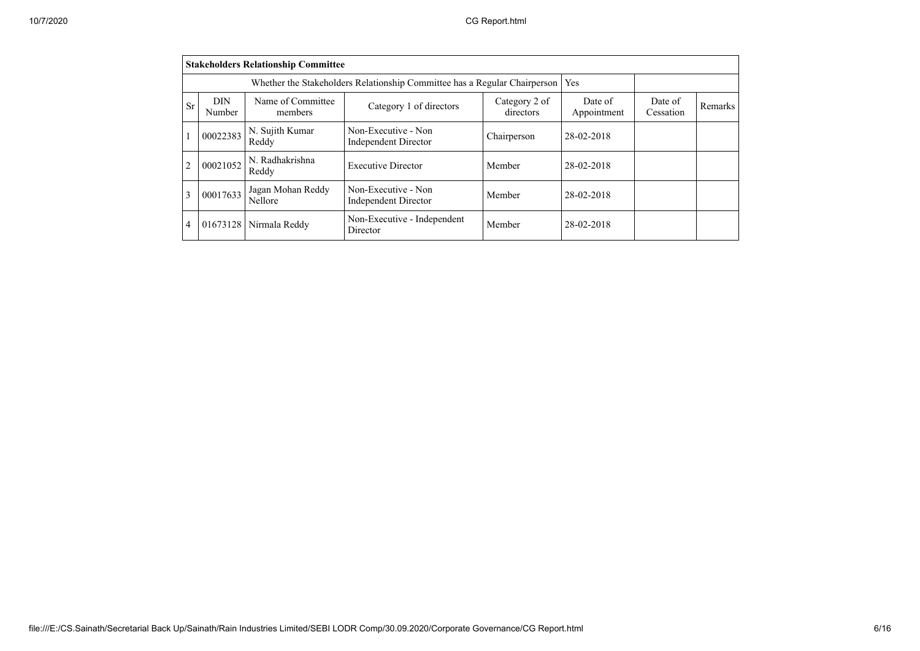| Stakeholders Relationship Committee | | | | | | | |
|---|---|---|---|---|---|---|---|
| Whether the Stakeholders Relationship Committee has a Regular Chairperson | | | | | Yes | | |
| Sr | DIN Number | Name of Committee members | Category 1 of directors | Category 2 of directors | Date of Appointment | Date of Cessation | Remarks |
| 1 | 00022383 | N. Sujith Kumar Reddy | Non-Executive - Non Independent Director | Chairperson | 28-02-2018 | | |
| 2 | 00021052 | N. Radhakrishna Reddy | Executive Director | Member | 28-02-2018 | | |
| 3 | 00017633 | Jagan Mohan Reddy Nellore | Non-Executive - Non Independent Director | Member | 28-02-2018 | | |
| 4 | 01673128 | Nirmala Reddy | Non-Executive - Independent Director | Member | 28-02-2018 | | |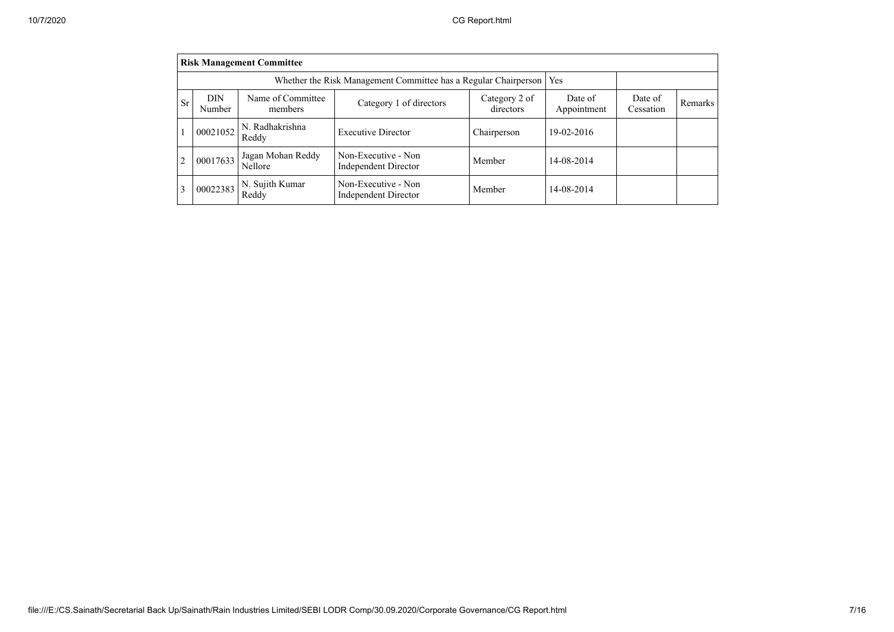| Risk Management Committee | | | | | | | |
|---|---|---|---|---|---|---|---|
| Whether the Risk Management Committee has a Regular Chairperson | | | | | Yes | | |
| Sr | DIN Number | Name of Committee members | Category 1 of directors | Category 2 of directors | Date of Appointment | Date of Cessation | Remarks |
| 1 | 00021052 | N. Radhakrishna Reddy | Executive Director | Chairperson | 19-02-2016 | | |
| 2 | 00017633 | Jagan Mohan Reddy Nellore | Non-Executive - Non Independent Director | Member | 14-08-2014 | | |
| 3 | 00022383 | N. Sujith Kumar Reddy | Non-Executive - Non Independent Director | Member | 14-08-2014 | | |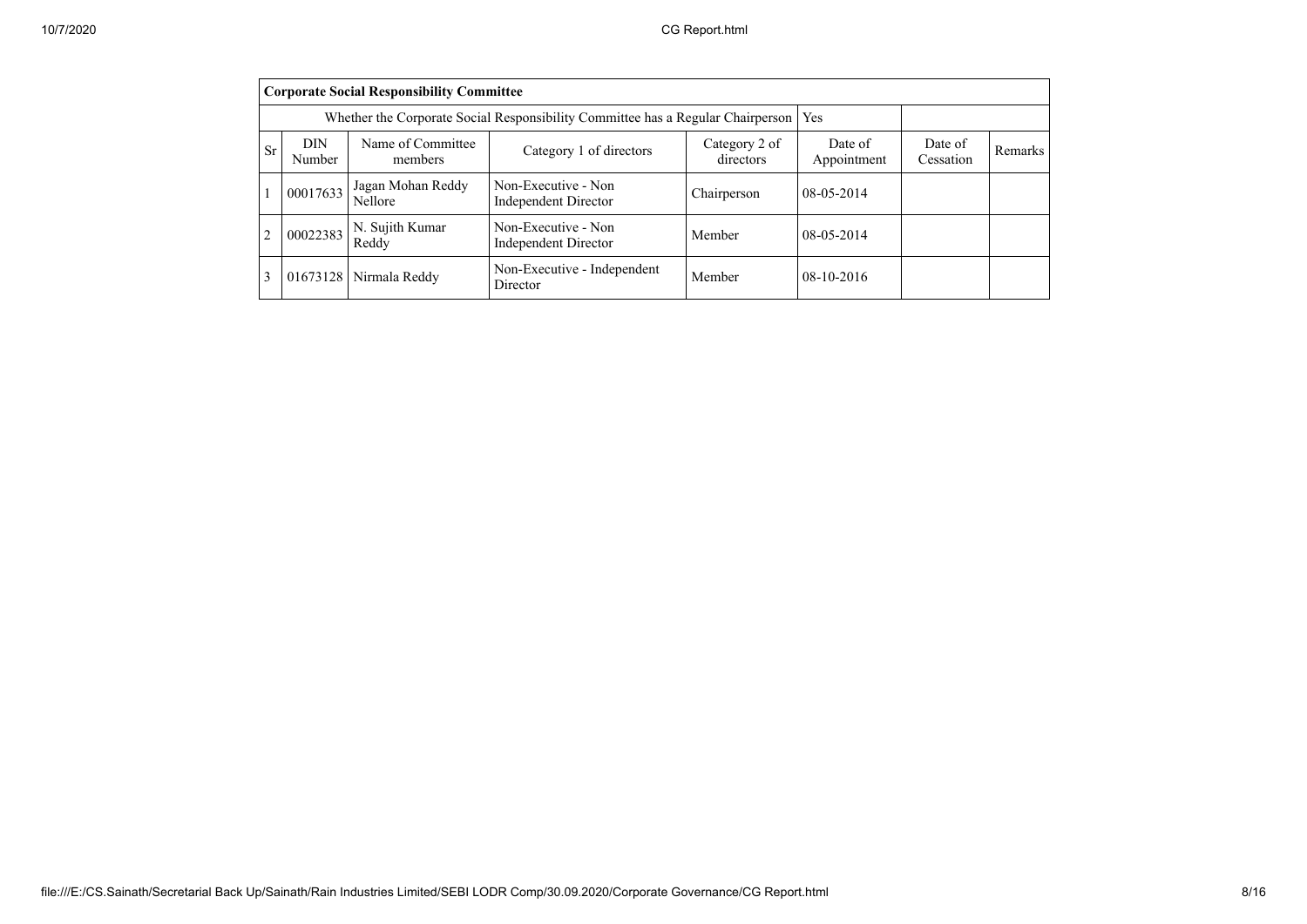| Corporate Social Responsibility Committee | | | | | | | |
|---|---|---|---|---|---|---|---|
| Whether the Corporate Social Responsibility Committee has a Regular Chairperson | | | | | Yes | | |
| Sr | DIN Number | Name of Committee members | Category 1 of directors | Category 2 of directors | Date of Appointment | Date of Cessation | Remarks |
| 1 | 00017633 | Jagan Mohan Reddy Nellore | Non-Executive - Non Independent Director | Chairperson | 08-05-2014 | | |
| 2 | 00022383 | N. Sujith Kumar Reddy | Non-Executive - Non Independent Director | Member | 08-05-2014 | | |
| 3 | 01673128 | Nirmala Reddy | Non-Executive - Independent Director | Member | 08-10-2016 | | |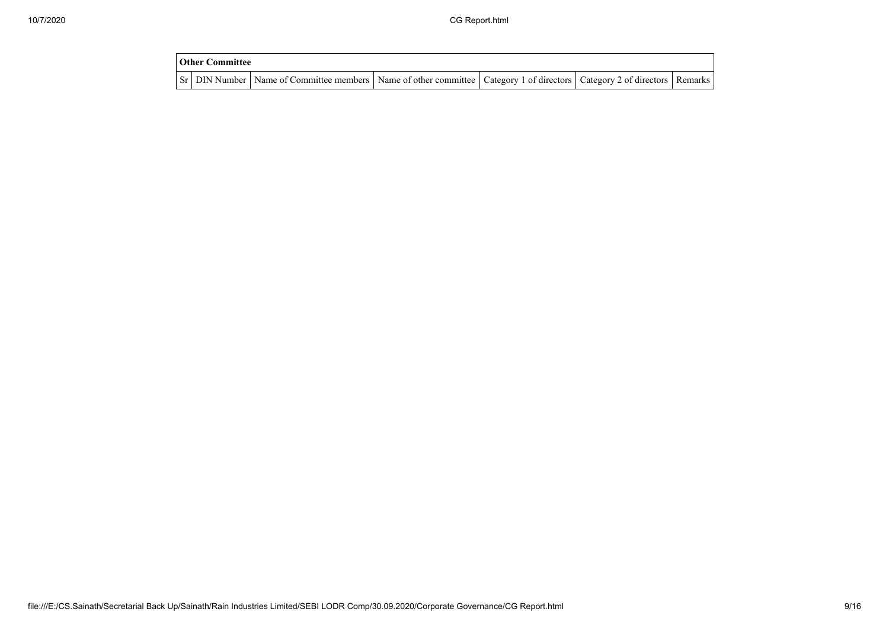| Other Committee | | | | | | |
|---|---|---|---|---|---|---|
| Sr | DIN Number | Name of Committee members | Name of other committee | Category 1 of directors | Category 2 of directors | Remarks |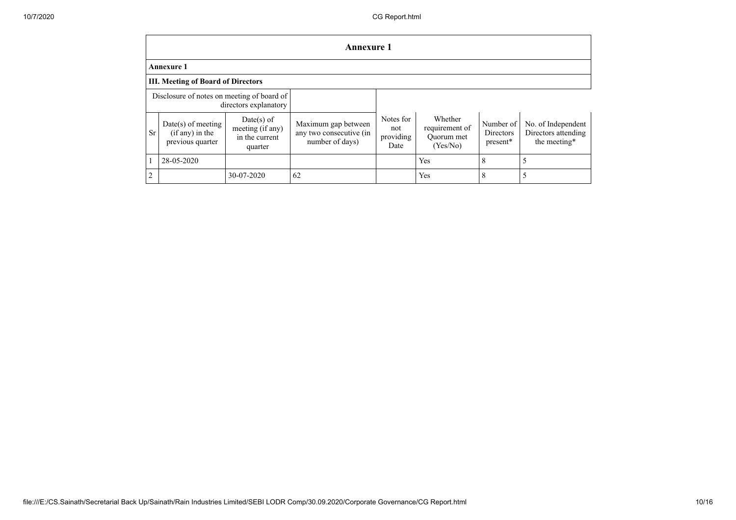## Annexure 1

**Annexure 1**

**III. Meeting of Board of Directors**

| Disclosure of notes on meeting of board of directors explanatory | | | | | | | |
|---|---|---|---|---|---|---|---|
| Sr | Date(s) of meeting (if any) in the previous quarter | Date(s) of meeting (if any) in the current quarter | Maximum gap between any two consecutive (in number of days) | Notes for not providing Date | Whether requirement of Quorum met (Yes/No) | Number of Directors present* | No. of Independent Directors attending the meeting* |
| 1 | 28-05-2020 | | | | Yes | 8 | 5 |
| 2 | | 30-07-2020 | 62 | | Yes | 8 | 5 |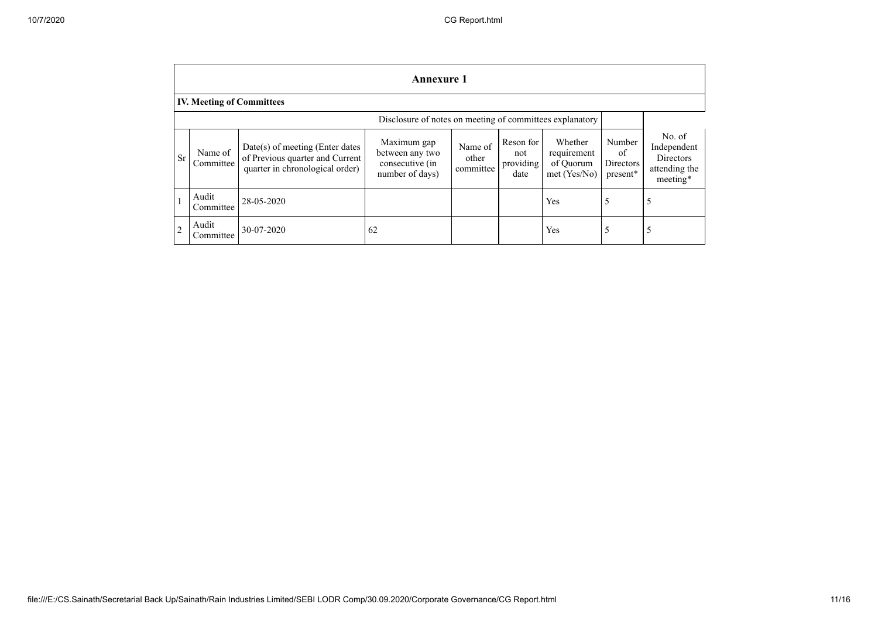## Annexure 1

### IV. Meeting of Committees

| | | | Disclosure of notes on meeting of committees explanatory | | | | | |
|---|---|---|---|---|---|---|---|---|
| Sr | Name of Committee | Date(s) of meeting (Enter dates of Previous quarter and Current quarter in chronological order) | Maximum gap between any two consecutive (in number of days) | Name of other committee | Reson for not providing date | Whether requirement of Quorum met (Yes/No) | Number of Directors present* | No. of Independent Directors attending the meeting* |
| 1 | Audit Committee | 28-05-2020 | | | | Yes | 5 | 5 |
| 2 | Audit Committee | 30-07-2020 | 62 | | | Yes | 5 | 5 |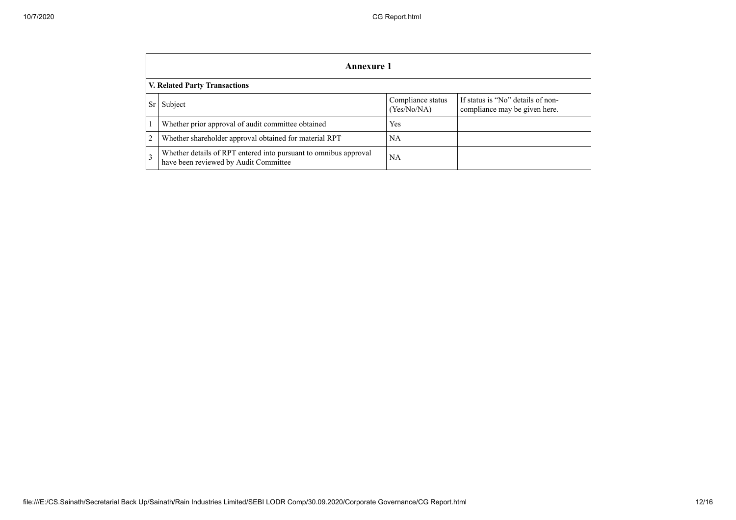## Annexure 1

### V. Related Party Transactions

| Sr | Subject | Compliance status (Yes/No/NA) | If status is "No" details of non-compliance may be given here. |
|---|---|---|---|
| 1 | Whether prior approval of audit committee obtained | Yes | |
| 2 | Whether shareholder approval obtained for material RPT | NA | |
| 3 | Whether details of RPT entered into pursuant to omnibus approval have been reviewed by Audit Committee | NA | |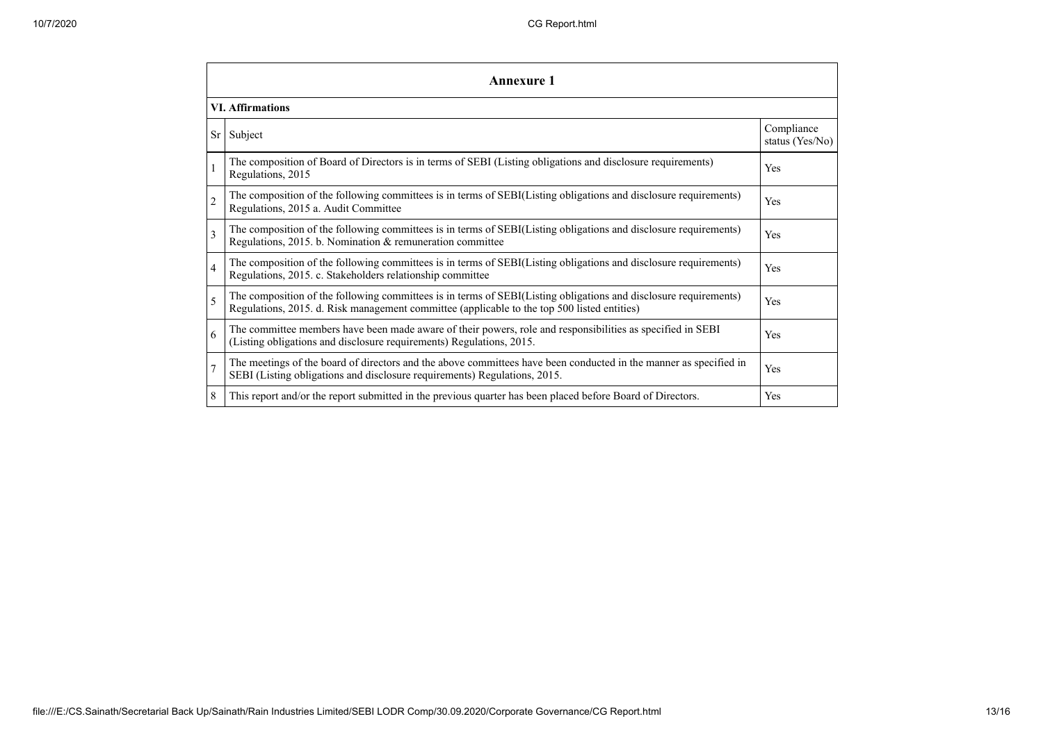## Annexure 1

### VI. Affirmations

| Sr | Subject | Compliance status (Yes/No) |
|---|---|---|
| 1 | The composition of Board of Directors is in terms of SEBI (Listing obligations and disclosure requirements) Regulations, 2015 | Yes |
| 2 | The composition of the following committees is in terms of SEBI(Listing obligations and disclosure requirements) Regulations, 2015 a. Audit Committee | Yes |
| 3 | The composition of the following committees is in terms of SEBI(Listing obligations and disclosure requirements) Regulations, 2015. b. Nomination & remuneration committee | Yes |
| 4 | The composition of the following committees is in terms of SEBI(Listing obligations and disclosure requirements) Regulations, 2015. c. Stakeholders relationship committee | Yes |
| 5 | The composition of the following committees is in terms of SEBI(Listing obligations and disclosure requirements) Regulations, 2015. d. Risk management committee (applicable to the top 500 listed entities) | Yes |
| 6 | The committee members have been made aware of their powers, role and responsibilities as specified in SEBI (Listing obligations and disclosure requirements) Regulations, 2015. | Yes |
| 7 | The meetings of the board of directors and the above committees have been conducted in the manner as specified in SEBI (Listing obligations and disclosure requirements) Regulations, 2015. | Yes |
| 8 | This report and/or the report submitted in the previous quarter has been placed before Board of Directors. | Yes |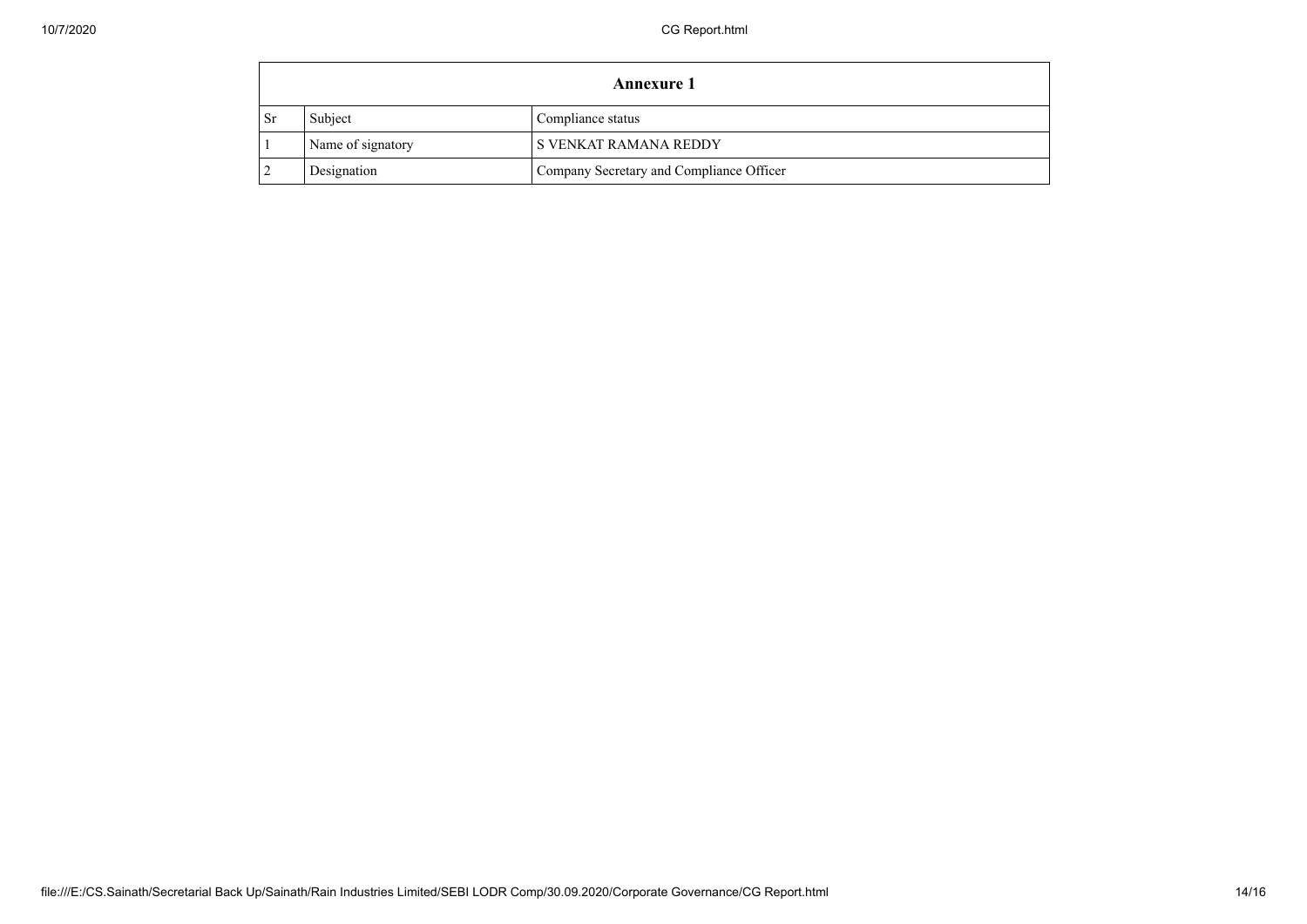| Annexure 1 | | |
|---|---|---|
| Sr | Subject | Compliance status |
| 1 | Name of signatory | S VENKAT RAMANA REDDY |
| 2 | Designation | Company Secretary and Compliance Officer |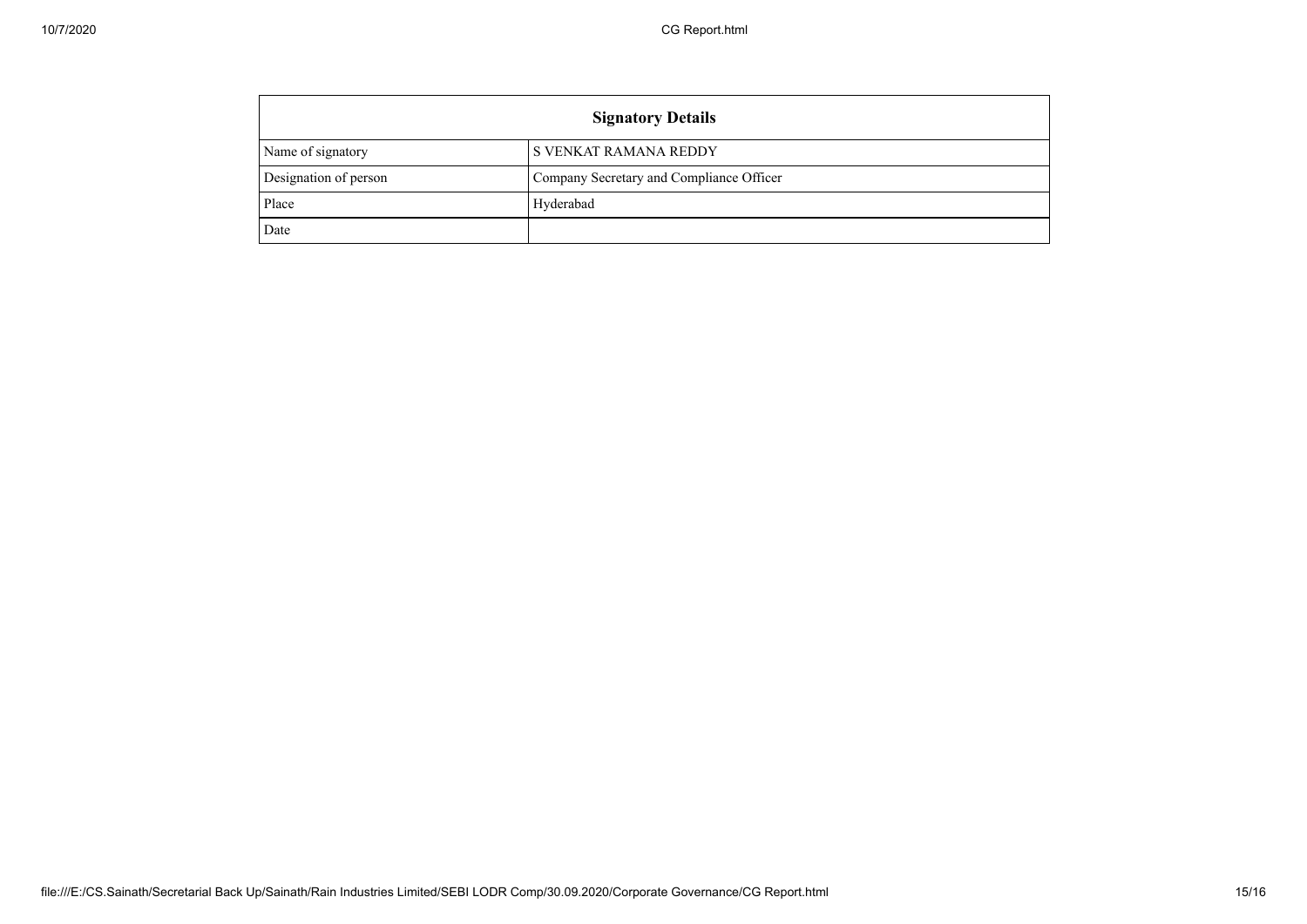| Signatory Details | |
|---|---|
| Name of signatory | S VENKAT RAMANA REDDY |
| Designation of person | Company Secretary and Compliance Officer |
| Place | Hyderabad |
| Date | |